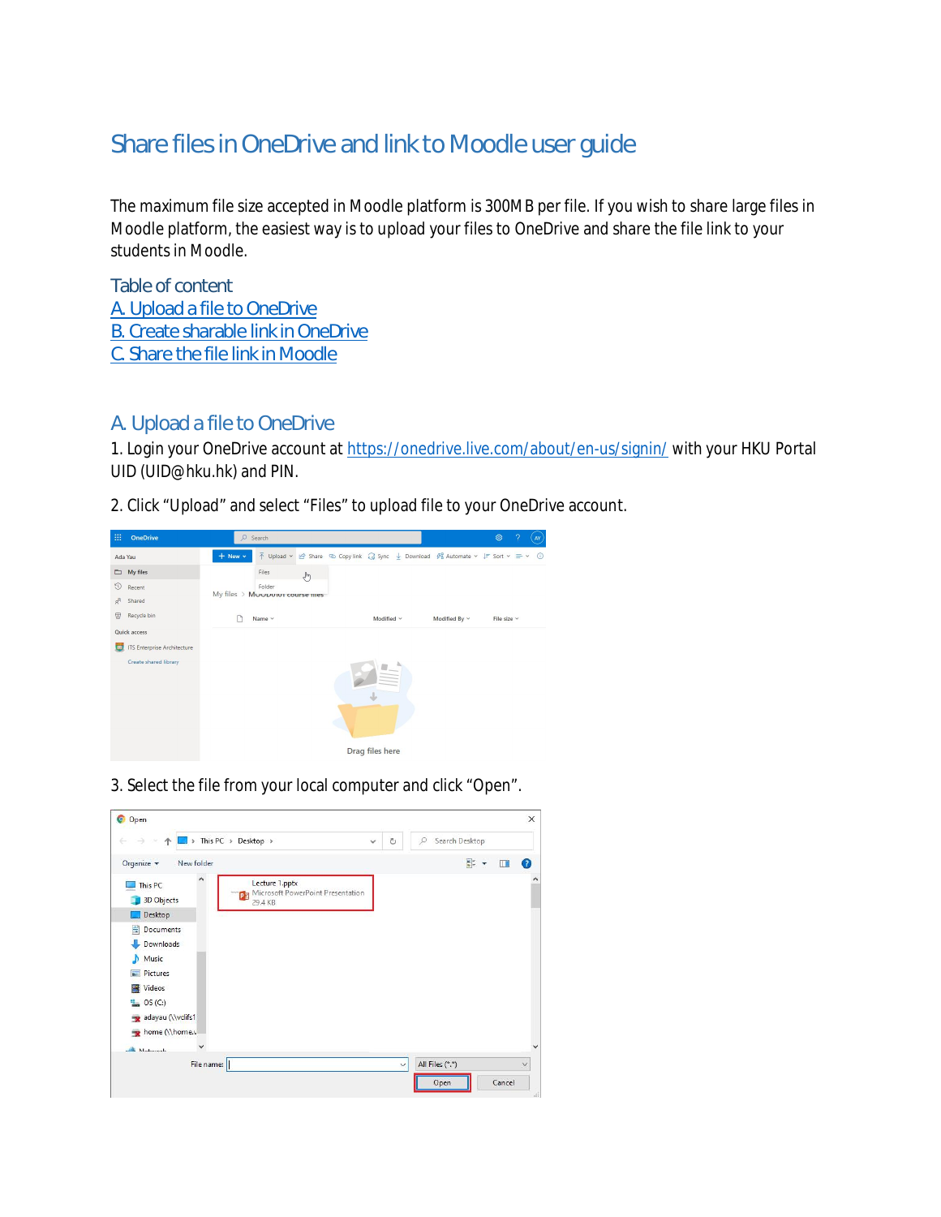# Share files in OneDrive and link to Moodle user guide

The maximum file size accepted in Moodle platform is 300MB per file. If you wish to share large files in Moodle platform, the easiest way is to upload your files to OneDrive and share the file link to your students in Moodle.

## Table of content

[A. Upload a file to OneDrive](#)
[B. Create sharable link in OneDrive](#)
[C. Share the file link in Moodle](#)

## A. Upload a file to OneDrive

1. Login your OneDrive account at [https://onedrive.live.com/about/en-us/signin/](https://onedrive.live.com/about/en-us/signin/) with your HKU Portal UID (UID@hku.hk) and PIN.

2. Click "Upload" and select "Files" to upload file to your OneDrive account.

3. Select the file from your local computer and click "Open".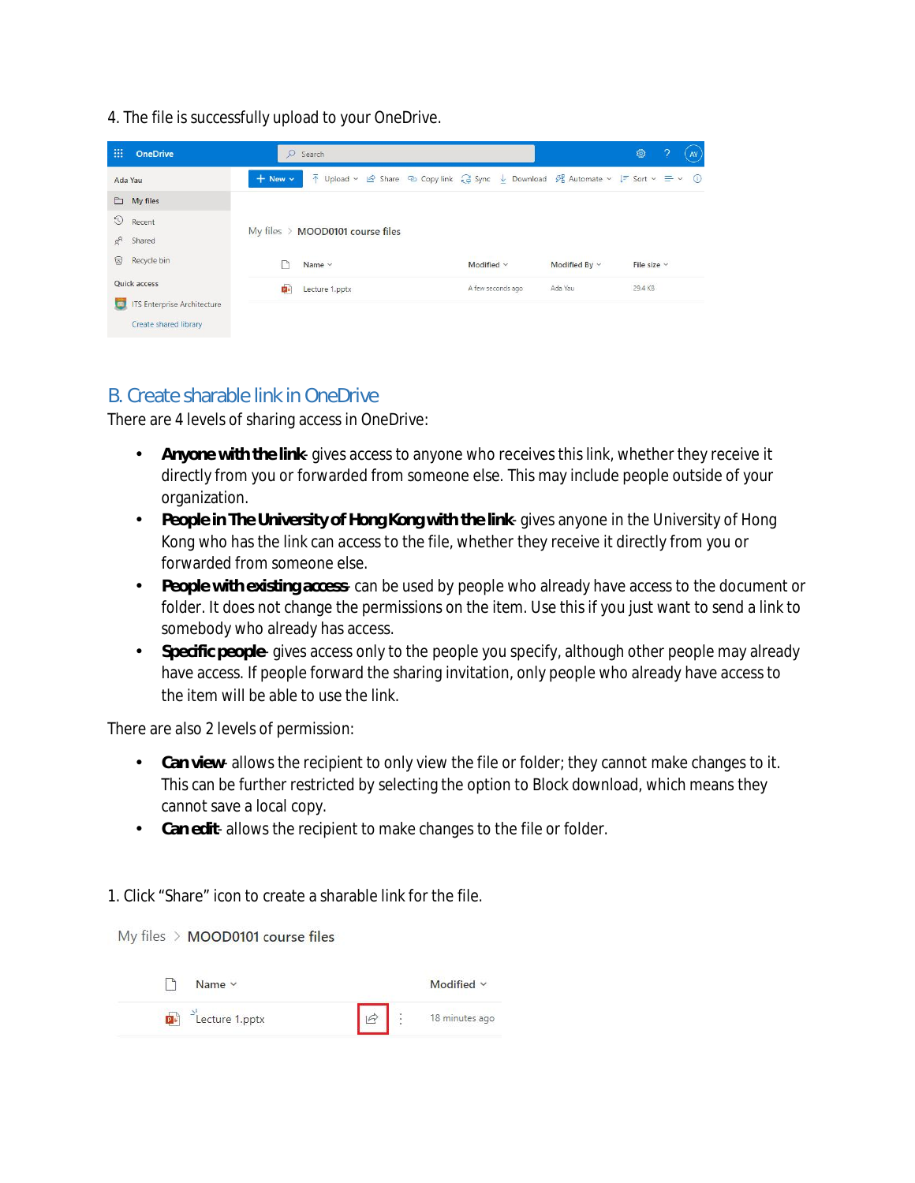4. The file is successfully upload to your OneDrive.

## B. Create sharable link in OneDrive

There are 4 levels of sharing access in OneDrive:

- **Anyone with the link** - gives access to anyone who receives this link, whether they receive it directly from you or forwarded from someone else. This may include people outside of your organization.
- **People in The University of Hong Kong with the link** - gives anyone in the University of Hong Kong who has the link can access to the file, whether they receive it directly from you or forwarded from someone else.
- **People with existing access** - can be used by people who already have access to the document or folder. It does not change the permissions on the item. Use this if you just want to send a link to somebody who already has access.
- **Specific people** - gives access only to the people you specify, although other people may already have access. If people forward the sharing invitation, only people who already have access to the item will be able to use the link.

There are also 2 levels of permission:

- **Can view** - allows the recipient to only view the file or folder; they cannot make changes to it. This can be further restricted by selecting the option to Block download, which means they cannot save a local copy.
- **Can edit** - allows the recipient to make changes to the file or folder.

1. Click "Share" icon to create a sharable link for the file.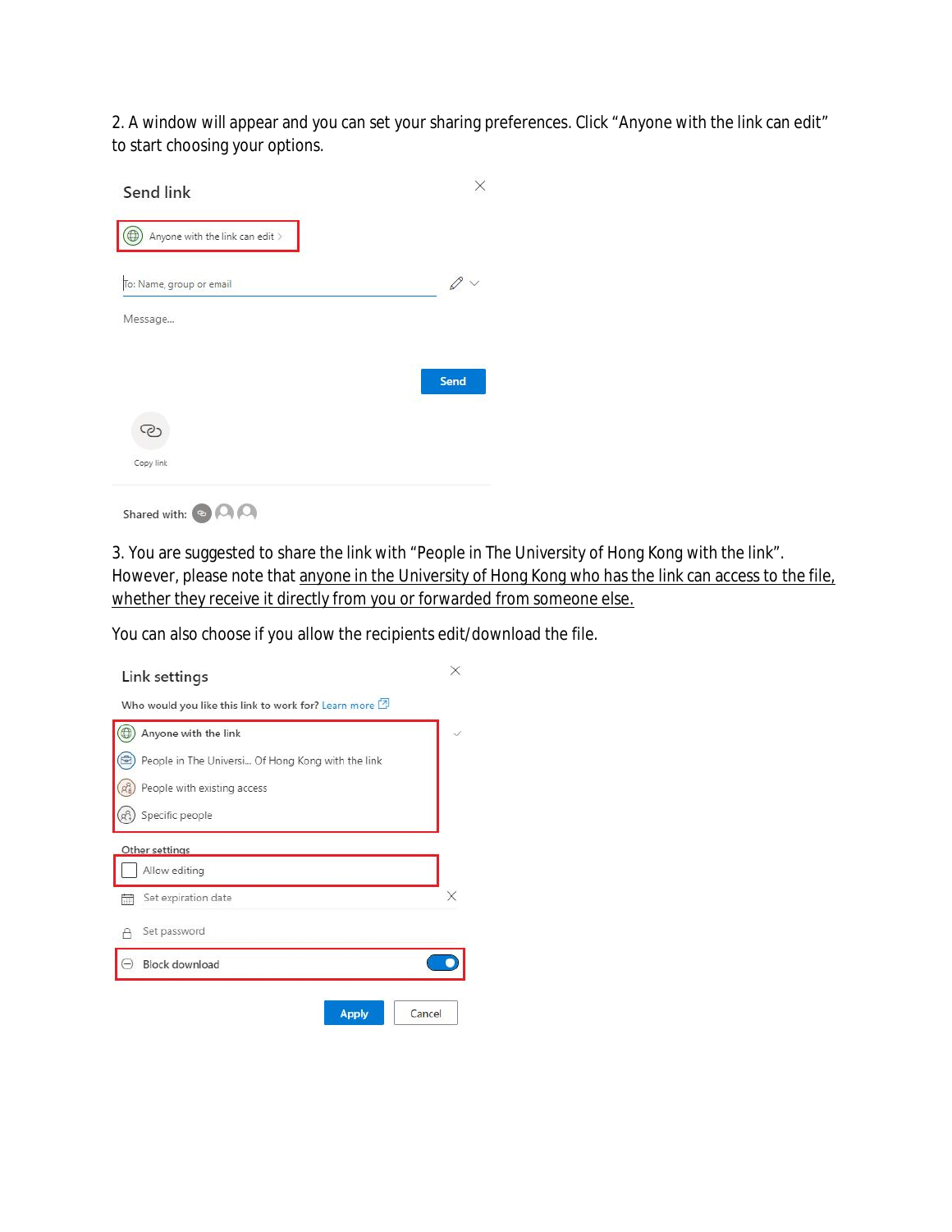2. A window will appear and you can set your sharing preferences. Click "Anyone with the link can edit" to start choosing your options.

Send link

Anyone with the link can edit >

To: Name, group or email

Message...

Send

Copy link

Shared with:

3. You are suggested to share the link with "People in The University of Hong Kong with the link". However, please note that <u>anyone in the University of Hong Kong who has the link can access to the file, whether they receive it directly from you or forwarded from someone else.</u>

You can also choose if you allow the recipients edit/download the file.

Link settings

Who would you like this link to work for? Learn more

Anyone with the link

People in The Universi... Of Hong Kong with the link

People with existing access

Specific people

Other settings

Allow editing

Set expiration date

Set password

Block download

Apply

Cancel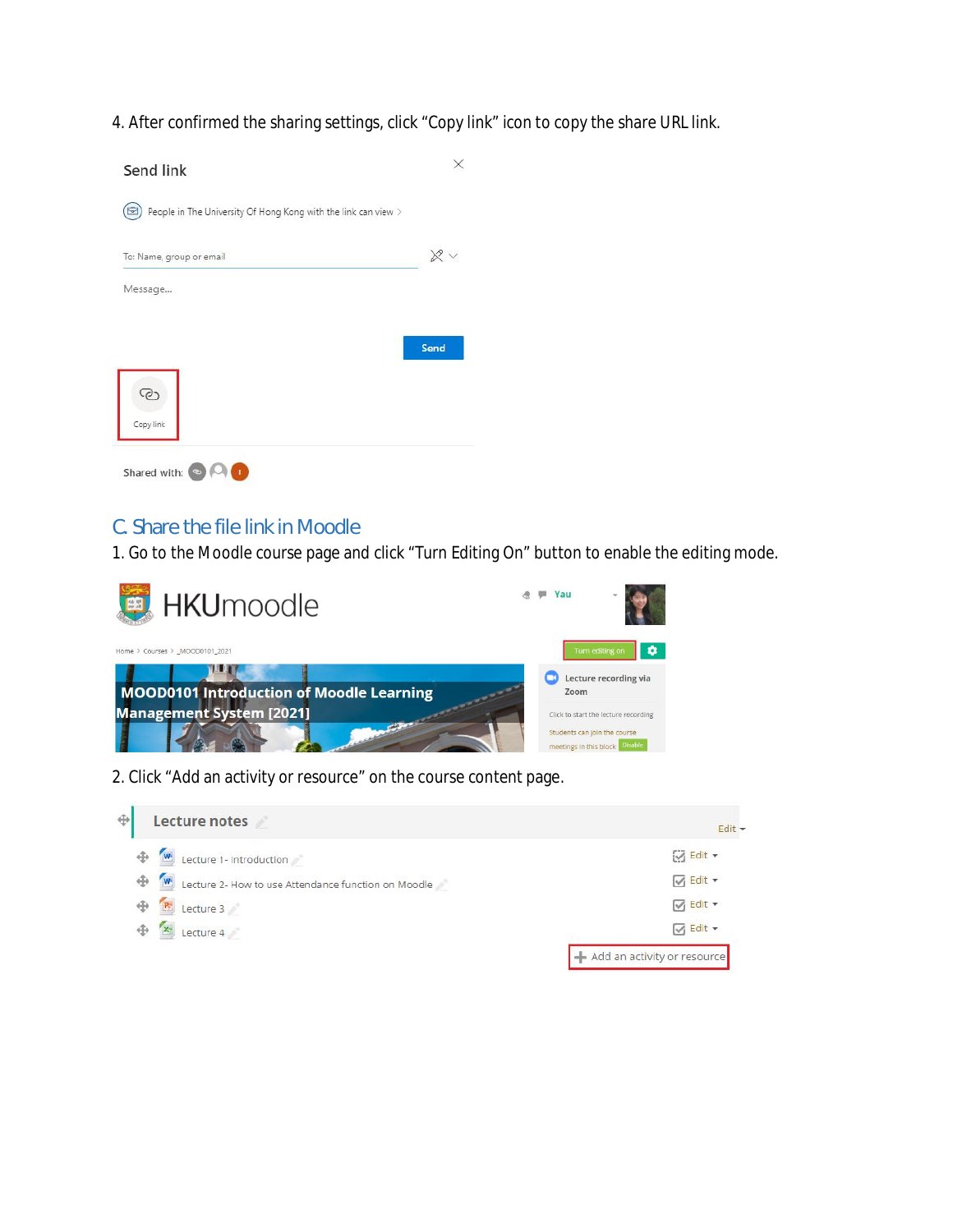4. After confirmed the sharing settings, click "Copy link" icon to copy the share URL link.

## C. Share the file link in Moodle

1. Go to the Moodle course page and click "Turn Editing On" button to enable the editing mode.

2. Click "Add an activity or resource" on the course content page.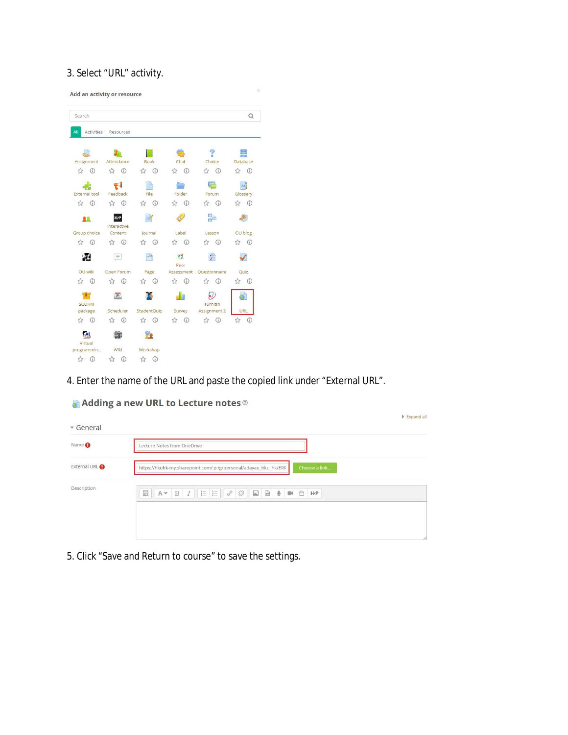3. Select "URL" activity.

Add an activity or resource

Search

All Activities Resources

Assignment
Attendance
Book
Chat
Choice
Database
External tool
Feedback
File
Folder
Forum
Glossary
Group choice
Interactive Content
Journal
Label
Lesson
OU blog
OU wiki
Open Forum
Page
Peer Assessment
Questionnaire
Quiz
SCORM package
Scheduler
StudentQuiz
Survey
Turnitin Assignment 2
URL
Virtual programmin...
Wiki
Workshop

4. Enter the name of the URL and paste the copied link under "External URL".

Adding a new URL to Lecture notes

Expand all

General

Name: Lecture Notes from OneDrive

External URL: https://hkuhk-my.sharepoint.com/:p:/g/personal/adayau_hku_hk/ERR

Choose a link...

Description

5. Click "Save and Return to course" to save the settings.